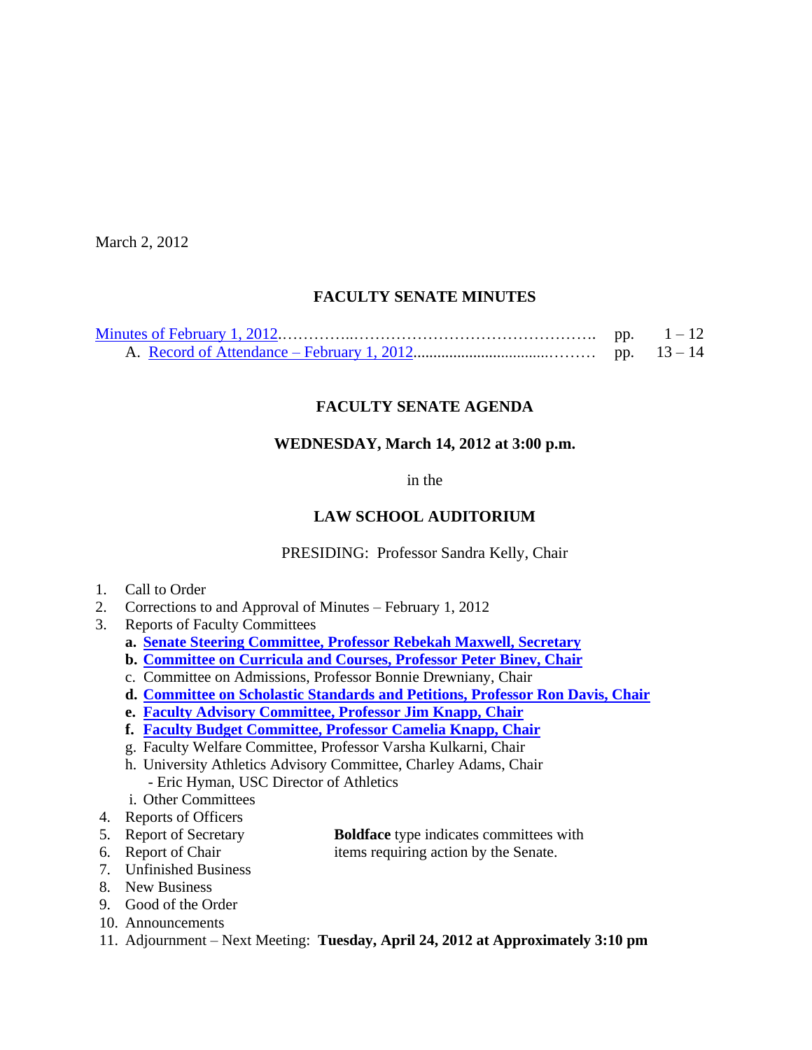March 2, 2012

## FACULTY SENATE MINUTES

| | | |
|---|---|---|
| Minutes of February 1, 2012……………..………………………………………. | pp. | 1 – 12 |
| A. Record of Attendance – February 1, 2012..................................……… | pp. | 13 – 14 |

## FACULTY SENATE AGENDA

**WEDNESDAY, March 14, 2012 at 3:00 p.m.**

in the

**LAW SCHOOL AUDITORIUM**

PRESIDING: Professor Sandra Kelly, Chair

1. Call to Order
2. Corrections to and Approval of Minutes – February 1, 2012
3. Reports of Faculty Committees
   - **a. Senate Steering Committee, Professor Rebekah Maxwell, Secretary**
   - **b. Committee on Curricula and Courses, Professor Peter Binev, Chair**
   - c. Committee on Admissions, Professor Bonnie Drewniany, Chair
   - **d. Committee on Scholastic Standards and Petitions, Professor Ron Davis, Chair**
   - **e. Faculty Advisory Committee, Professor Jim Knapp, Chair**
   - **f. Faculty Budget Committee, Professor Camelia Knapp, Chair**
   - g. Faculty Welfare Committee, Professor Varsha Kulkarni, Chair
   - h. University Athletics Advisory Committee, Charley Adams, Chair
     - Eric Hyman, USC Director of Athletics
   - i. Other Committees
4. Reports of Officers
5. Report of Secretary
6. Report of Chair
7. Unfinished Business
8. New Business
9. Good of the Order
10. Announcements
11. Adjournment – Next Meeting: **Tuesday, April 24, 2012 at Approximately 3:10 pm**

**Boldface** type indicates committees with items requiring action by the Senate.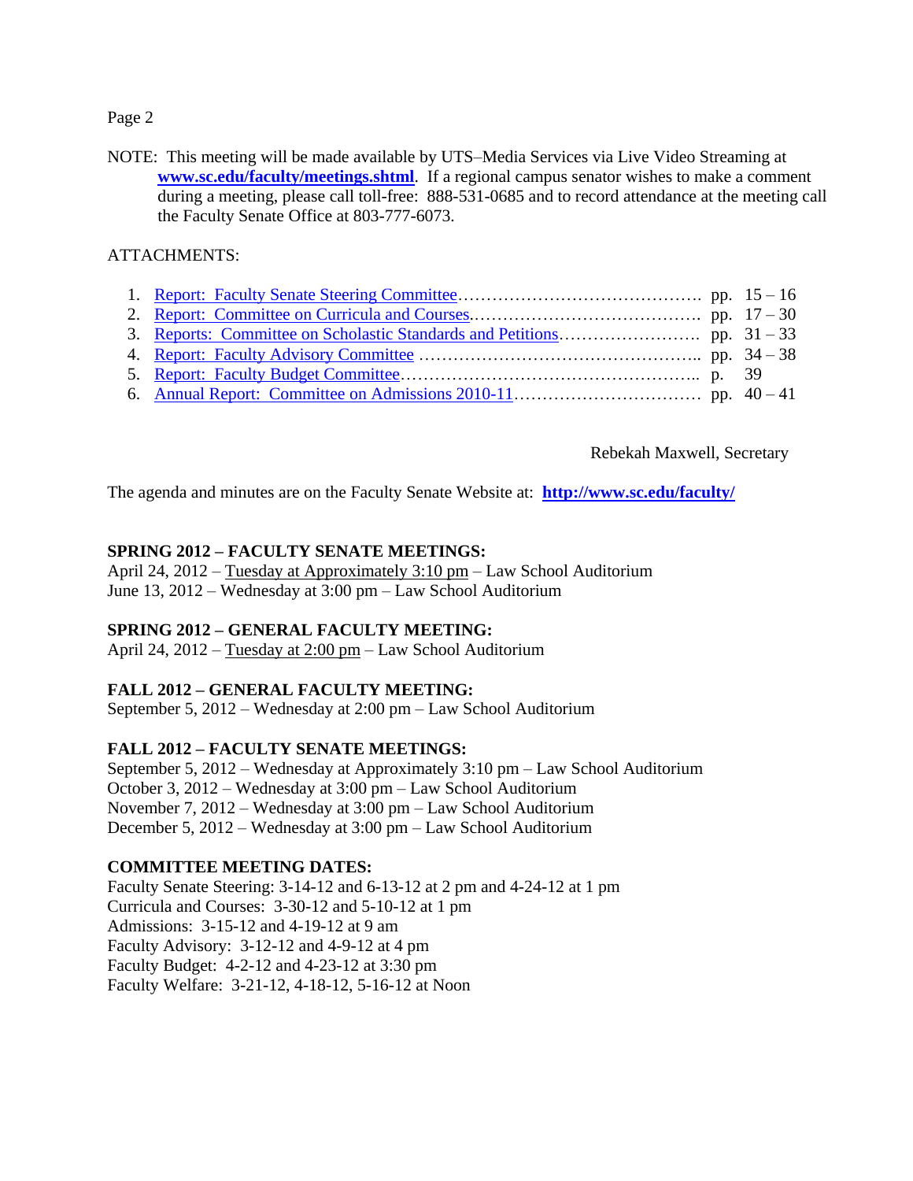NOTE: This meeting will be made available by UTS–Media Services via Live Video Streaming at **www.sc.edu/faculty/meetings.shtml**. If a regional campus senator wishes to make a comment during a meeting, please call toll-free: 888-531-0685 and to record attendance at the meeting call the Faculty Senate Office at 803-777-6073.

ATTACHMENTS:

1. Report: Faculty Senate Steering Committee…………………………………… pp. 15 – 16
2. Report: Committee on Curricula and Courses.………………………………… pp. 17 – 30
3. Reports: Committee on Scholastic Standards and Petitions……………………. pp. 31 – 33
4. Report: Faculty Advisory Committee ………………………………………….. pp. 34 – 38
5. Report: Faculty Budget Committee…………………………………………….. p. 39
6. Annual Report: Committee on Admissions 2010-11…………………………… pp. 40 – 41

Rebekah Maxwell, Secretary

The agenda and minutes are on the Faculty Senate Website at: **http://www.sc.edu/faculty/**

**SPRING 2012 – FACULTY SENATE MEETINGS:**
April 24, 2012 – Tuesday at Approximately 3:10 pm – Law School Auditorium
June 13, 2012 – Wednesday at 3:00 pm – Law School Auditorium

**SPRING 2012 – GENERAL FACULTY MEETING:**
April 24, 2012 – Tuesday at 2:00 pm – Law School Auditorium

**FALL 2012 – GENERAL FACULTY MEETING:**
September 5, 2012 – Wednesday at 2:00 pm – Law School Auditorium

**FALL 2012 – FACULTY SENATE MEETINGS:**
September 5, 2012 – Wednesday at Approximately 3:10 pm – Law School Auditorium
October 3, 2012 – Wednesday at 3:00 pm – Law School Auditorium
November 7, 2012 – Wednesday at 3:00 pm – Law School Auditorium
December 5, 2012 – Wednesday at 3:00 pm – Law School Auditorium

**COMMITTEE MEETING DATES:**
Faculty Senate Steering: 3-14-12 and 6-13-12 at 2 pm and 4-24-12 at 1 pm
Curricula and Courses: 3-30-12 and 5-10-12 at 1 pm
Admissions: 3-15-12 and 4-19-12 at 9 am
Faculty Advisory: 3-12-12 and 4-9-12 at 4 pm
Faculty Budget: 4-2-12 and 4-23-12 at 3:30 pm
Faculty Welfare: 3-21-12, 4-18-12, 5-16-12 at Noon